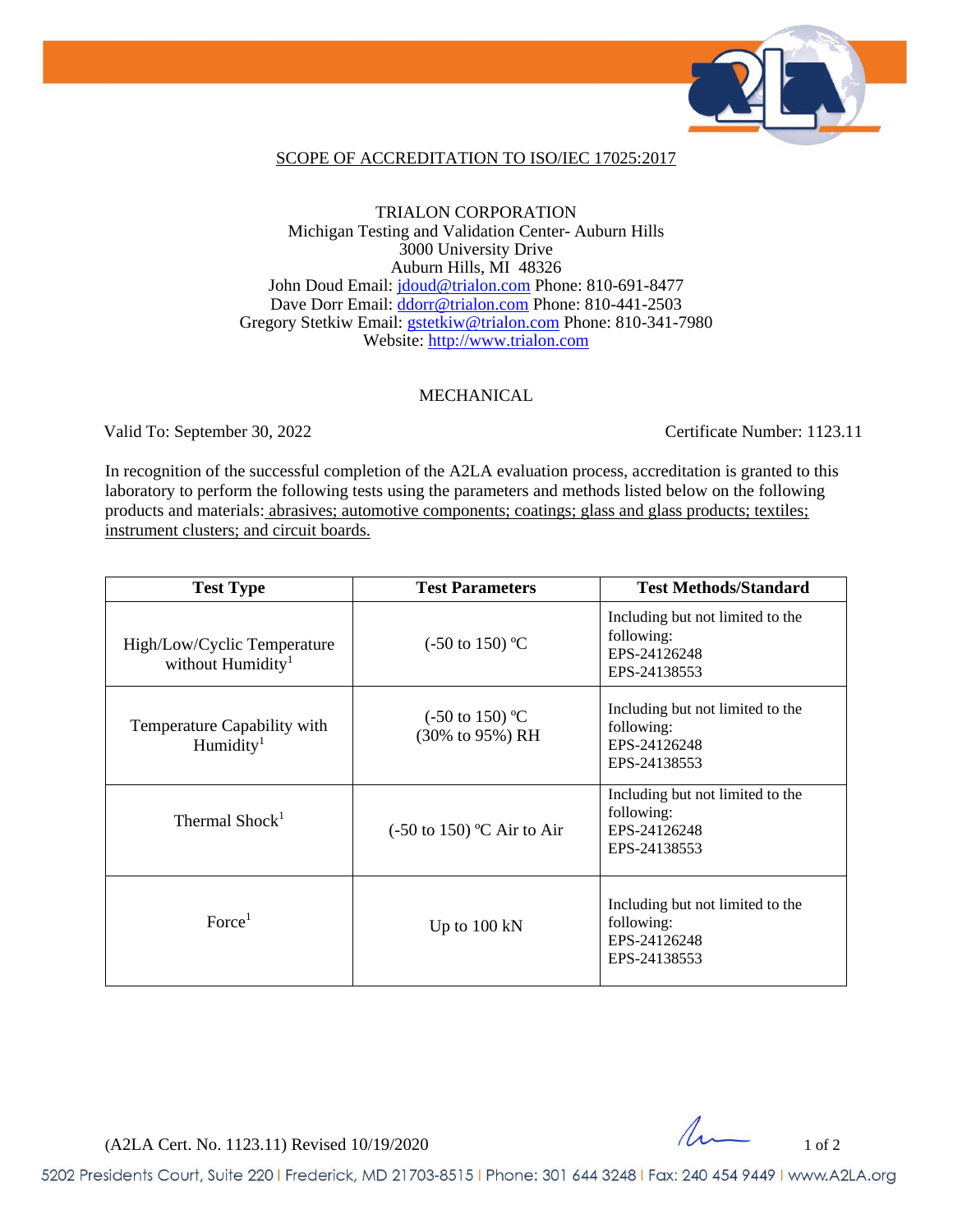## SCOPE OF ACCREDITATION TO ISO/IEC 17025:2017

TRIALON CORPORATION
Michigan Testing and Validation Center- Auburn Hills
3000 University Drive
Auburn Hills, MI 48326
John Doud Email: jdoud@trialon.com Phone: 810-691-8477
Dave Dorr Email: ddorr@trialon.com Phone: 810-441-2503
Gregory Stetkiw Email: gstetkiw@trialon.com Phone: 810-341-7980
Website: http://www.trialon.com

### MECHANICAL

Valid To: September 30, 2022 Certificate Number: 1123.11

In recognition of the successful completion of the A2LA evaluation process, accreditation is granted to this laboratory to perform the following tests using the parameters and methods listed below on the following products and materials: abrasives; automotive components; coatings; glass and glass products; textiles; instrument clusters; and circuit boards.

| Test Type | Test Parameters | Test Methods/Standard |
|---|---|---|
| High/Low/Cyclic Temperature without Humidity[1] | (-50 to 150) ºC | Including but not limited to the following: EPS-24126248 EPS-24138553 |
| Temperature Capability with Humidity[1] | (-50 to 150) ºC (30% to 95%) RH | Including but not limited to the following: EPS-24126248 EPS-24138553 |
| Thermal Shock[1] | (-50 to 150) ºC Air to Air | Including but not limited to the following: EPS-24126248 EPS-24138553 |
| Force[1] | Up to 100 kN | Including but not limited to the following: EPS-24126248 EPS-24138553 |

(A2LA Cert. No. 1123.11) Revised 10/19/2020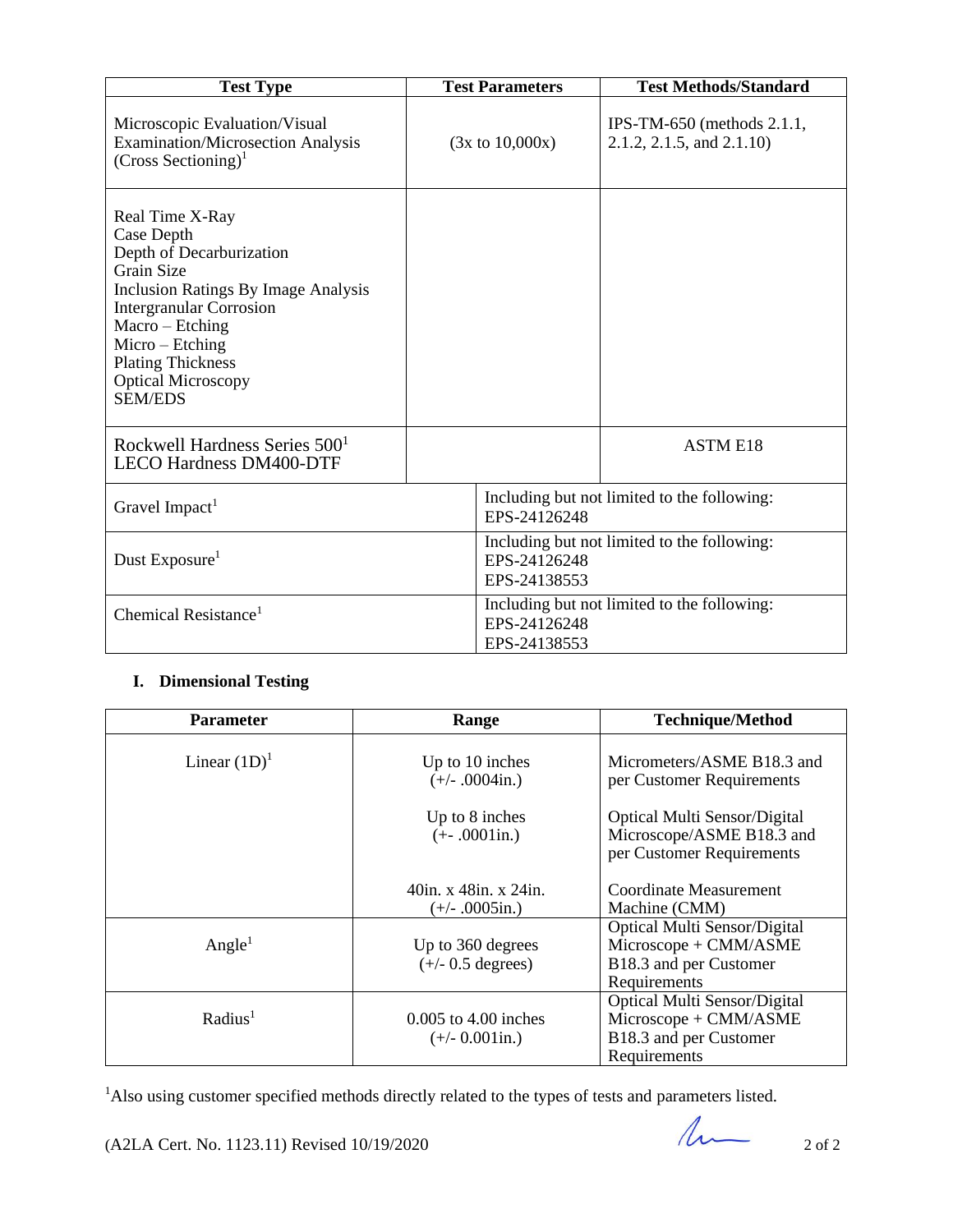| Test Type | Test Parameters | Test Methods/Standard |
|---|---|---|
| Microscopic Evaluation/Visual Examination/Microsection Analysis (Cross Sectioning)[1] | (3x to 10,000x) | IPS-TM-650 (methods 2.1.1, 2.1.2, 2.1.5, and 2.1.10) |
| Real Time X-Ray<br>Case Depth<br>Depth of Decarburization<br>Grain Size<br>Inclusion Ratings By Image Analysis<br>Intergranular Corrosion<br>Macro – Etching<br>Micro – Etching<br>Plating Thickness<br>Optical Microscopy<br>SEM/EDS | | |
| Rockwell Hardness Series 500[1]<br>LECO Hardness DM400-DTF | | ASTM E18 |
| Gravel Impact[1] | Including but not limited to the following:<br>EPS-24126248 | |
| Dust Exposure[1] | Including but not limited to the following:<br>EPS-24126248<br>EPS-24138553 | |
| Chemical Resistance[1] | Including but not limited to the following:<br>EPS-24126248<br>EPS-24138553 | |

## I. Dimensional Testing

| Parameter | Range | Technique/Method |
|---|---|---|
| Linear (1D)[1] | Up to 10 inches<br>(+/- .0004in.) | Micrometers/ASME B18.3 and per Customer Requirements |
| | Up to 8 inches<br>(+- .0001in.) | Optical Multi Sensor/Digital Microscope/ASME B18.3 and per Customer Requirements |
| | 40in. x 48in. x 24in.<br>(+/- .0005in.) | Coordinate Measurement Machine (CMM) |
| Angle[1] | Up to 360 degrees<br>(+/- 0.5 degrees) | Optical Multi Sensor/Digital Microscope + CMM/ASME B18.3 and per Customer Requirements |
| Radius[1] | 0.005 to 4.00 inches<br>(+/- 0.001in.) | Optical Multi Sensor/Digital Microscope + CMM/ASME B18.3 and per Customer Requirements |

[1]Also using customer specified methods directly related to the types of tests and parameters listed.

(A2LA Cert. No. 1123.11) Revised 10/19/2020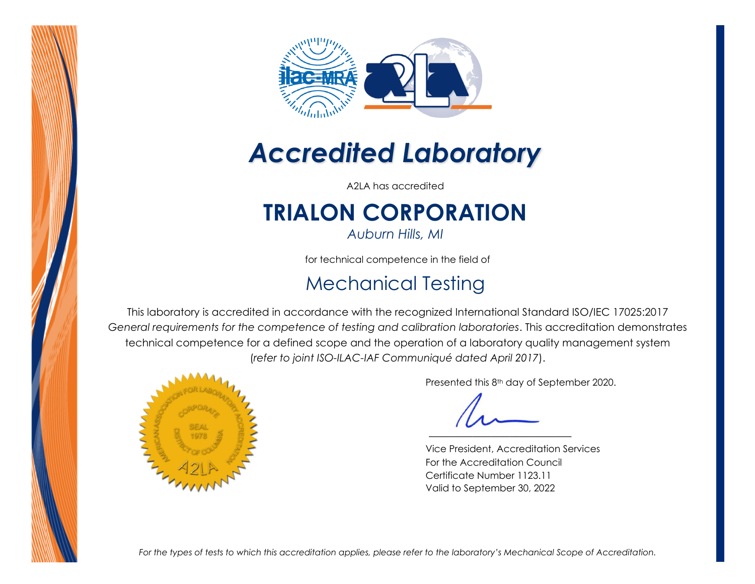# Accredited Laboratory

A2LA has accredited

## TRIALON CORPORATION

*Auburn Hills, MI*

for technical competence in the field of

## Mechanical Testing

This laboratory is accredited in accordance with the recognized International Standard ISO/IEC 17025:2017 *General requirements for the competence of testing and calibration laboratories*. This accreditation demonstrates technical competence for a defined scope and the operation of a laboratory quality management system (*refer to joint ISO-ILAC-IAF Communiqué dated April 2017*).

Presented this 8th day of September 2020.

Vice President, Accreditation Services
For the Accreditation Council
Certificate Number 1123.11
Valid to September 30, 2022

*For the types of tests to which this accreditation applies, please refer to the laboratory's Mechanical Scope of Accreditation.*